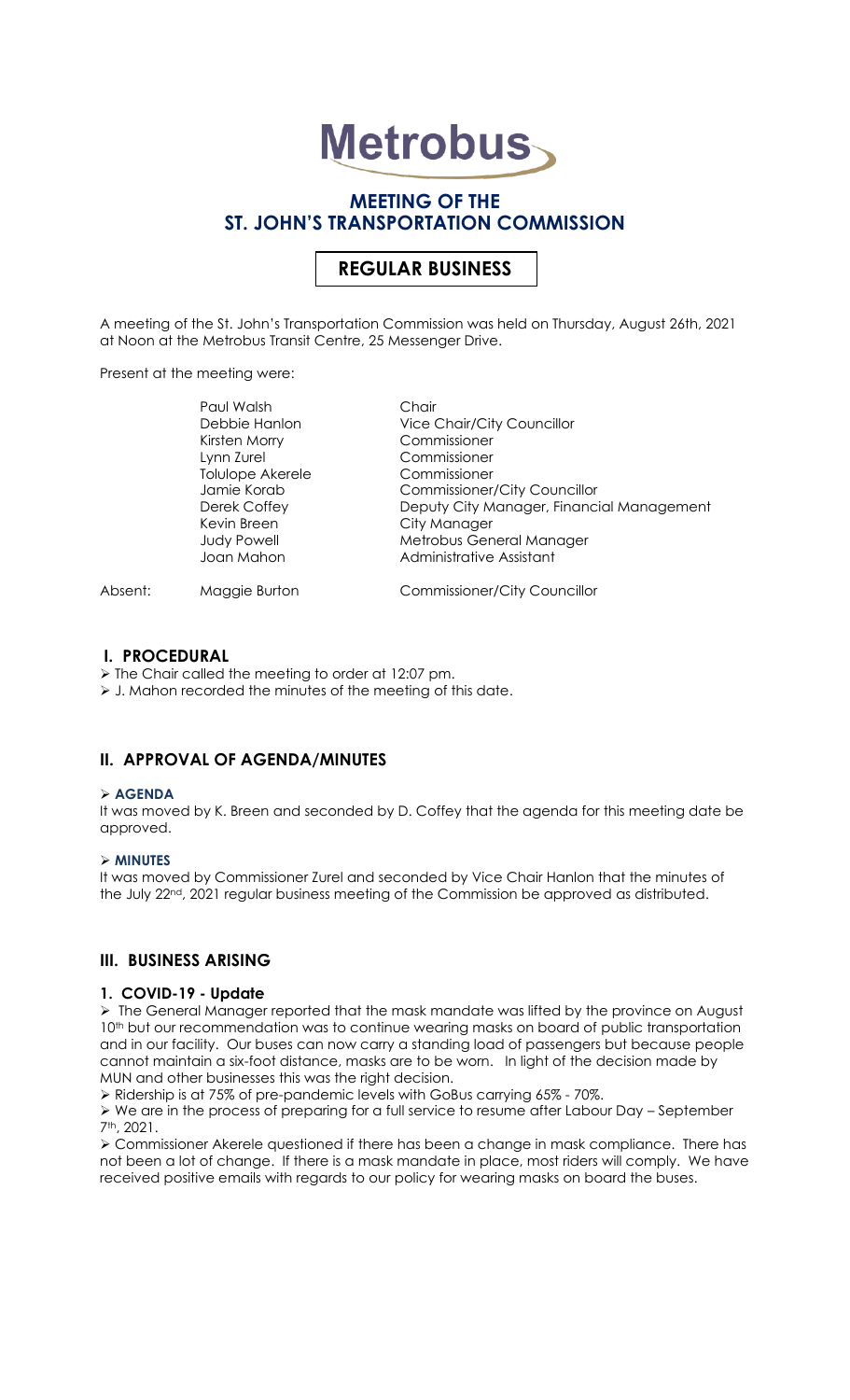# Metrobus

## MEETING OF THE ST. JOHN'S TRANSPORTATION COMMISSION

## REGULAR BUSINESS

A meeting of the St. John's Transportation Commission was held on Thursday, August 26th, 2021 at Noon at the Metrobus Transit Centre, 25 Messenger Drive.

Present at the meeting were:

| | | |
|---|---|---|
| | Paul Walsh | Chair |
| | Debbie Hanlon | Vice Chair/City Councillor |
| | Kirsten Morry | Commissioner |
| | Lynn Zurel | Commissioner |
| | Tolulope Akerele | Commissioner |
| | Jamie Korab | Commissioner/City Councillor |
| | Derek Coffey | Deputy City Manager, Financial Management |
| | Kevin Breen | City Manager |
| | Judy Powell | Metrobus General Manager |
| | Joan Mahon | Administrative Assistant |
| Absent: | Maggie Burton | Commissioner/City Councillor |

## I. PROCEDURAL

- The Chair called the meeting to order at 12:07 pm.
- J. Mahon recorded the minutes of the meeting of this date.

## II. APPROVAL OF AGENDA/MINUTES

- **AGENDA**

It was moved by K. Breen and seconded by D. Coffey that the agenda for this meeting date be approved.

- **MINUTES**

It was moved by Commissioner Zurel and seconded by Vice Chair Hanlon that the minutes of the July 22nd, 2021 regular business meeting of the Commission be approved as distributed.

## III. BUSINESS ARISING

### 1. COVID-19 - Update

- The General Manager reported that the mask mandate was lifted by the province on August 10th but our recommendation was to continue wearing masks on board of public transportation and in our facility. Our buses can now carry a standing load of passengers but because people cannot maintain a six-foot distance, masks are to be worn. In light of the decision made by MUN and other businesses this was the right decision.
- Ridership is at 75% of pre-pandemic levels with GoBus carrying 65% - 70%.
- We are in the process of preparing for a full service to resume after Labour Day – September 7th, 2021.
- Commissioner Akerele questioned if there has been a change in mask compliance. There has not been a lot of change. If there is a mask mandate in place, most riders will comply. We have received positive emails with regards to our policy for wearing masks on board the buses.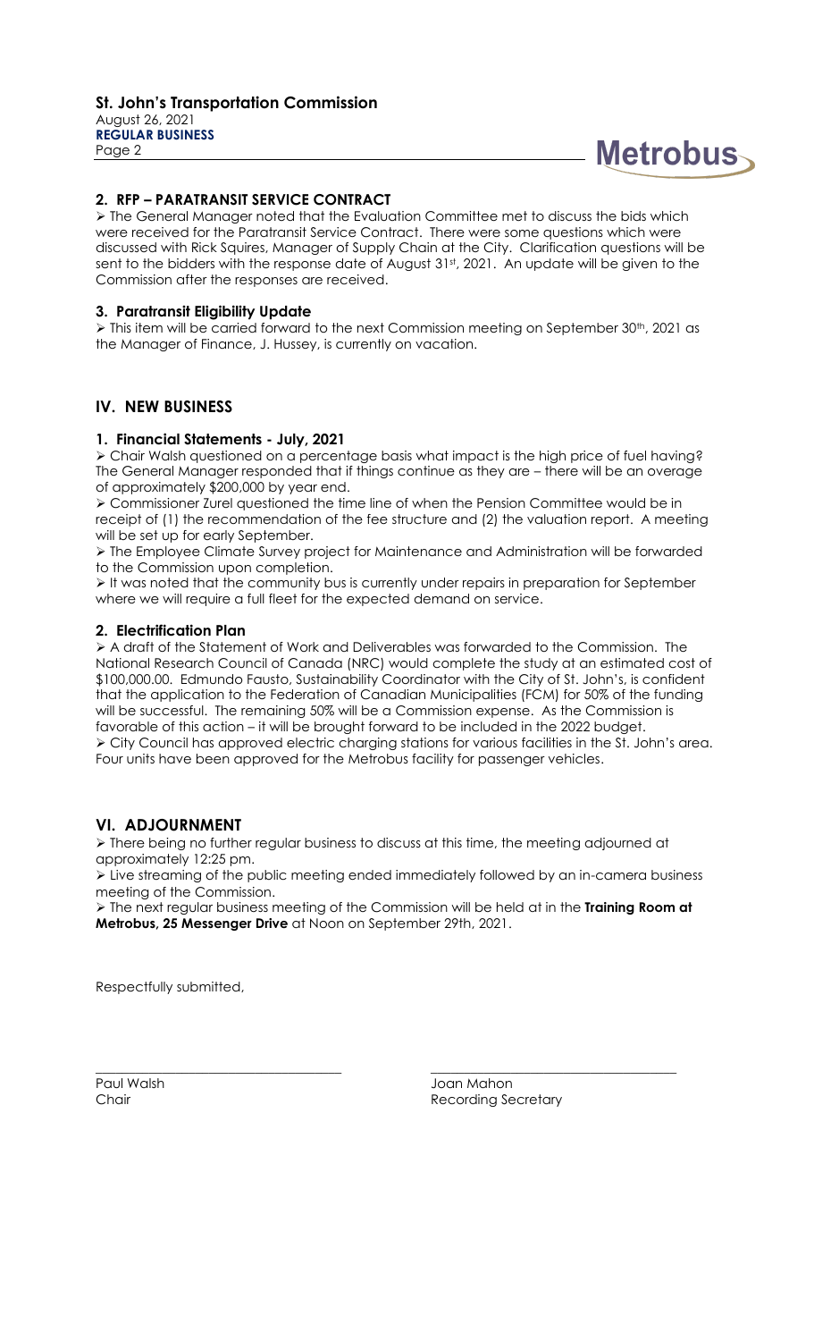## 2. RFP – PARATRANSIT SERVICE CONTRACT

➢ The General Manager noted that the Evaluation Committee met to discuss the bids which were received for the Paratransit Service Contract. There were some questions which were discussed with Rick Squires, Manager of Supply Chain at the City. Clarification questions will be sent to the bidders with the response date of August 31st, 2021. An update will be given to the Commission after the responses are received.

## 3. Paratransit Eligibility Update

➢ This item will be carried forward to the next Commission meeting on September 30th, 2021 as the Manager of Finance, J. Hussey, is currently on vacation.

# IV. NEW BUSINESS

## 1. Financial Statements - July, 2021

➢ Chair Walsh questioned on a percentage basis what impact is the high price of fuel having? The General Manager responded that if things continue as they are – there will be an overage of approximately $200,000 by year end.

➢ Commissioner Zurel questioned the time line of when the Pension Committee would be in receipt of (1) the recommendation of the fee structure and (2) the valuation report. A meeting will be set up for early September.

➢ The Employee Climate Survey project for Maintenance and Administration will be forwarded to the Commission upon completion.

➢ It was noted that the community bus is currently under repairs in preparation for September where we will require a full fleet for the expected demand on service.

## 2. Electrification Plan

➢ A draft of the Statement of Work and Deliverables was forwarded to the Commission. The National Research Council of Canada (NRC) would complete the study at an estimated cost of $100,000.00. Edmundo Fausto, Sustainability Coordinator with the City of St. John's, is confident that the application to the Federation of Canadian Municipalities (FCM) for 50% of the funding will be successful. The remaining 50% will be a Commission expense. As the Commission is favorable of this action – it will be brought forward to be included in the 2022 budget.

➢ City Council has approved electric charging stations for various facilities in the St. John's area. Four units have been approved for the Metrobus facility for passenger vehicles.

# VI. ADJOURNMENT

➢ There being no further regular business to discuss at this time, the meeting adjourned at approximately 12:25 pm.

➢ Live streaming of the public meeting ended immediately followed by an in-camera business meeting of the Commission.

➢ The next regular business meeting of the Commission will be held at in the **Training Room at Metrobus, 25 Messenger Drive** at Noon on September 29th, 2021.

Respectfully submitted,

| | |
|---|---|
| Paul Walsh | Joan Mahon |
| Chair | Recording Secretary |